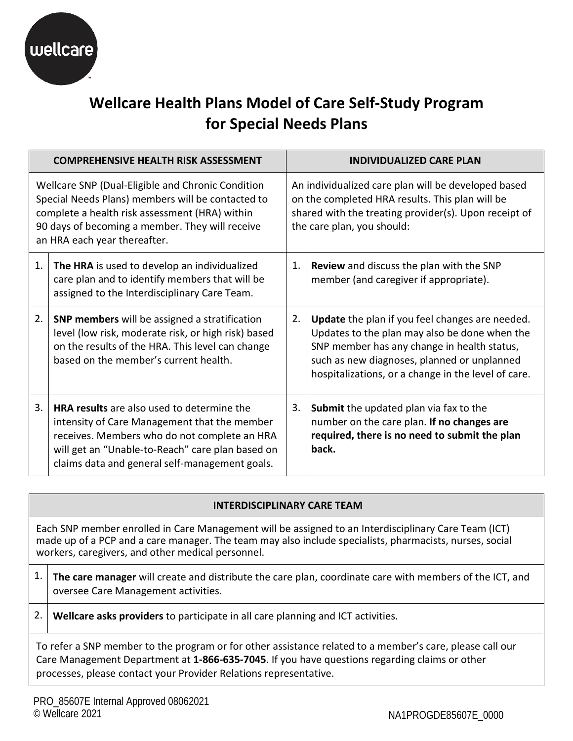# Wellcare Health Plans Model of Care Self-Study Program for Special Needs Plans

| COMPREHENSIVE HEALTH RISK ASSESSMENT | | INDIVIDUALIZED CARE PLAN | |
|---|---|---|---|
| Wellcare SNP (Dual-Eligible and Chronic Condition Special Needs Plans) members will be contacted to complete a health risk assessment (HRA) within 90 days of becoming a member. They will receive an HRA each year thereafter. | | An individualized care plan will be developed based on the completed HRA results. This plan will be shared with the treating provider(s). Upon receipt of the care plan, you should: | |
| 1. | **The HRA** is used to develop an individualized care plan and to identify members that will be assigned to the Interdisciplinary Care Team. | 1. | **Review** and discuss the plan with the SNP member (and caregiver if appropriate). |
| 2. | **SNP members** will be assigned a stratification level (low risk, moderate risk, or high risk) based on the results of the HRA. This level can change based on the member's current health. | 2. | **Update** the plan if you feel changes are needed. Updates to the plan may also be done when the SNP member has any change in health status, such as new diagnoses, planned or unplanned hospitalizations, or a change in the level of care. |
| 3. | **HRA results** are also used to determine the intensity of Care Management that the member receives. Members who do not complete an HRA will get an "Unable-to-Reach" care plan based on claims data and general self-management goals. | 3. | **Submit** the updated plan via fax to the number on the care plan. **If no changes are required, there is no need to submit the plan back.** |

| INTERDISCIPLINARY CARE TEAM | |
|---|---|
| Each SNP member enrolled in Care Management will be assigned to an Interdisciplinary Care Team (ICT) made up of a PCP and a care manager. The team may also include specialists, pharmacists, nurses, social workers, caregivers, and other medical personnel. | |
| 1. | **The care manager** will create and distribute the care plan, coordinate care with members of the ICT, and oversee Care Management activities. |
| 2. | **Wellcare asks providers** to participate in all care planning and ICT activities. |
| To refer a SNP member to the program or for other assistance related to a member's care, please call our Care Management Department at **1-866-635-7045**. If you have questions regarding claims or other processes, please contact your Provider Relations representative. | |

PRO_85607E Internal Approved 08062021
© Wellcare 2021

NA1PROGDE85607E_0000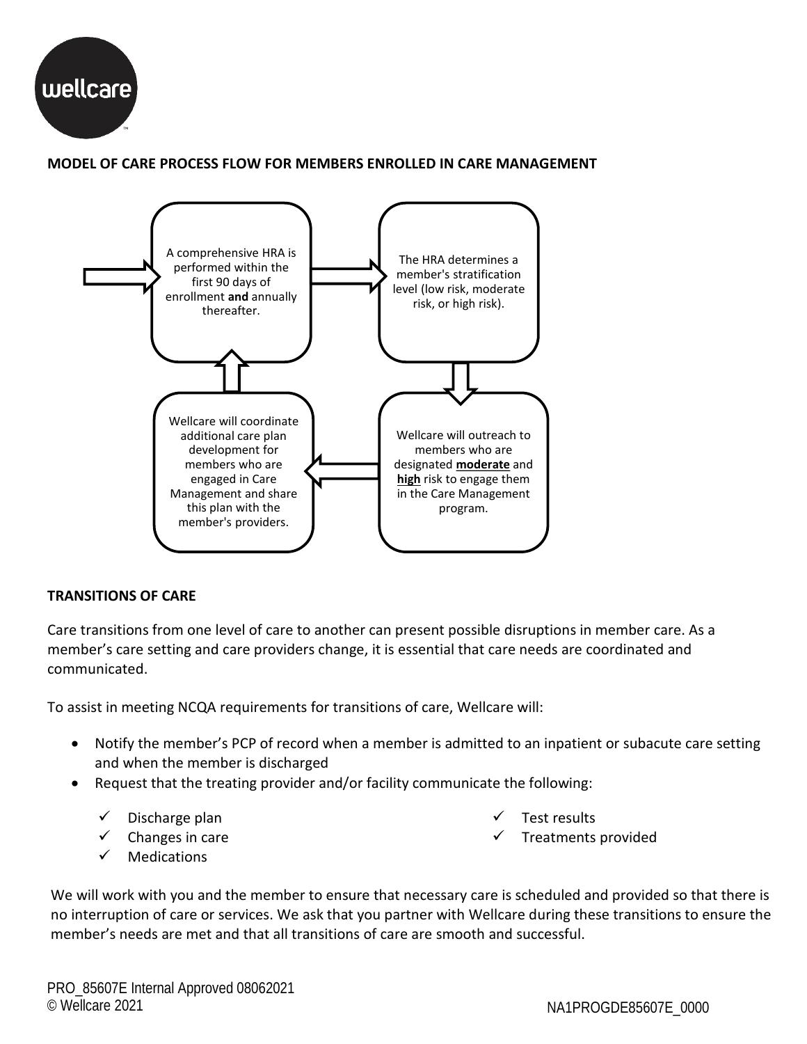## MODEL OF CARE PROCESS FLOW FOR MEMBERS ENROLLED IN CARE MANAGEMENT

A comprehensive HRA is performed within the first 90 days of enrollment **and** annually thereafter.

The HRA determines a member's stratification level (low risk, moderate risk, or high risk).

Wellcare will outreach to members who are designated **moderate** and **high** risk to engage them in the Care Management program.

Wellcare will coordinate additional care plan development for members who are engaged in Care Management and share this plan with the member's providers.

## TRANSITIONS OF CARE

Care transitions from one level of care to another can present possible disruptions in member care. As a member's care setting and care providers change, it is essential that care needs are coordinated and communicated.

To assist in meeting NCQA requirements for transitions of care, Wellcare will:

- Notify the member's PCP of record when a member is admitted to an inpatient or subacute care setting and when the member is discharged
- Request that the treating provider and/or facility communicate the following:
  - ✓ Discharge plan
  - ✓ Changes in care
  - ✓ Medications
  - ✓ Test results
  - ✓ Treatments provided

We will work with you and the member to ensure that necessary care is scheduled and provided so that there is no interruption of care or services. We ask that you partner with Wellcare during these transitions to ensure the member's needs are met and that all transitions of care are smooth and successful.

PRO_85607E Internal Approved 08062021
© Wellcare 2021

NA1PROGDE85607E_0000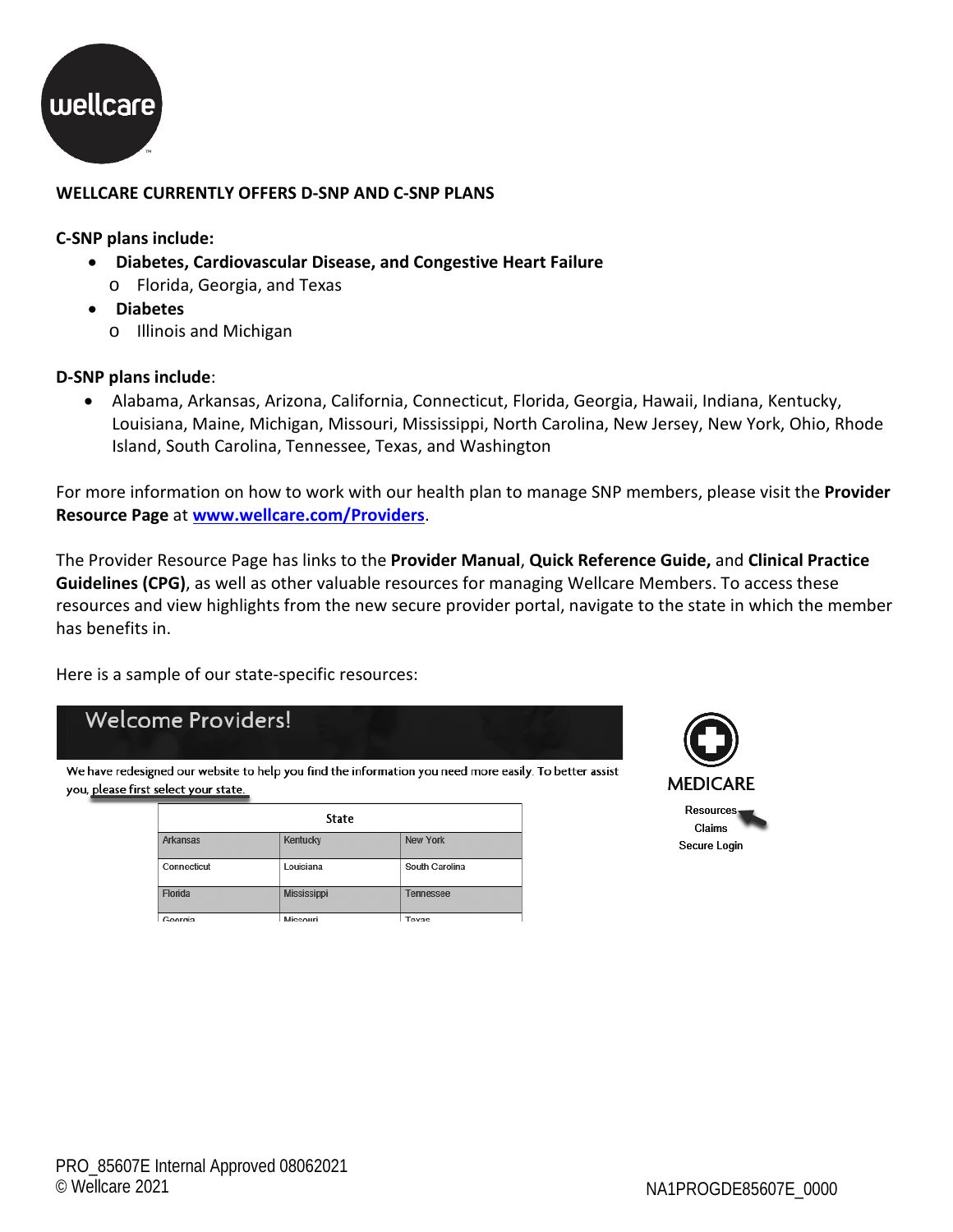**WELLCARE CURRENTLY OFFERS D-SNP AND C-SNP PLANS**

**C-SNP plans include:**

- **Diabetes, Cardiovascular Disease, and Congestive Heart Failure**
  - Florida, Georgia, and Texas
- **Diabetes**
  - Illinois and Michigan

**D-SNP plans include**:

- Alabama, Arkansas, Arizona, California, Connecticut, Florida, Georgia, Hawaii, Indiana, Kentucky, Louisiana, Maine, Michigan, Missouri, Mississippi, North Carolina, New Jersey, New York, Ohio, Rhode Island, South Carolina, Tennessee, Texas, and Washington

For more information on how to work with our health plan to manage SNP members, please visit the **Provider Resource Page** at **www.wellcare.com/Providers**.

The Provider Resource Page has links to the **Provider Manual**, **Quick Reference Guide,** and **Clinical Practice Guidelines (CPG)**, as well as other valuable resources for managing Wellcare Members. To access these resources and view highlights from the new secure provider portal, navigate to the state in which the member has benefits in.

Here is a sample of our state-specific resources:

Welcome Providers!

We have redesigned our website to help you find the information you need more easily. To better assist you, please first select your state.

| State | | |
|---|---|---|
| Arkansas | Kentucky | New York |
| Connecticut | Louisiana | South Carolina |
| Florida | Mississippi | Tennessee |
| Georgia | Missouri | Texas |

MEDICARE

Resources

Claims

Secure Login

PRO_85607E Internal Approved 08062021

© Wellcare 2021

NA1PROGDE85607E_0000